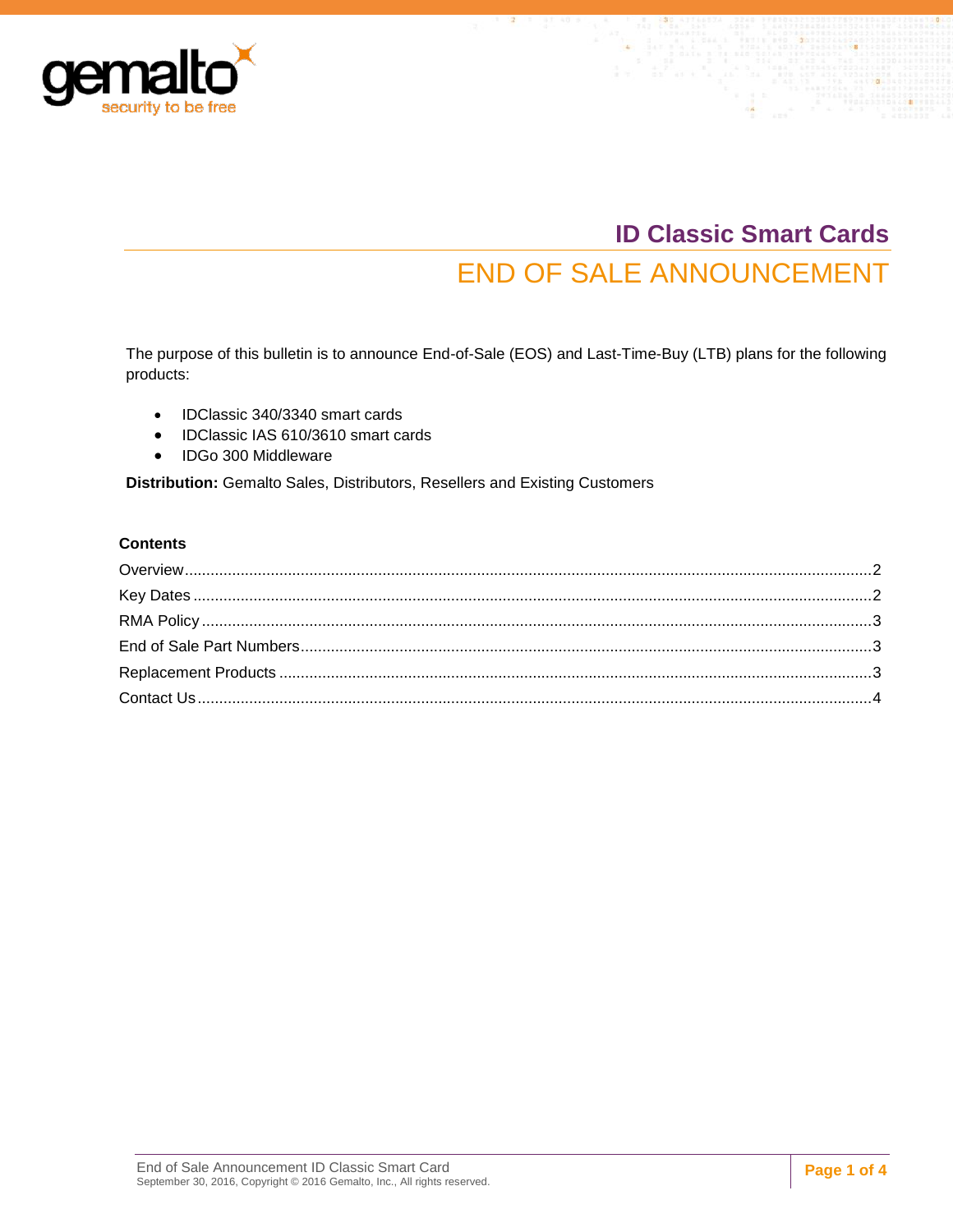# ID Classic Smart Cards

## END OF SALE ANNOUNCEMENT

The purpose of this bulletin is to announce End-of-Sale (EOS) and Last-Time-Buy (LTB) plans for the following products:

- IDClassic 340/3340 smart cards
- IDClassic IAS 610/3610 smart cards
- IDGo 300 Middleware

**Distribution:** Gemalto Sales, Distributors, Resellers and Existing Customers

**Contents**

Overview....................2
Key Dates....................2
RMA Policy....................3
End of Sale Part Numbers....................3
Replacement Products....................3
Contact Us....................4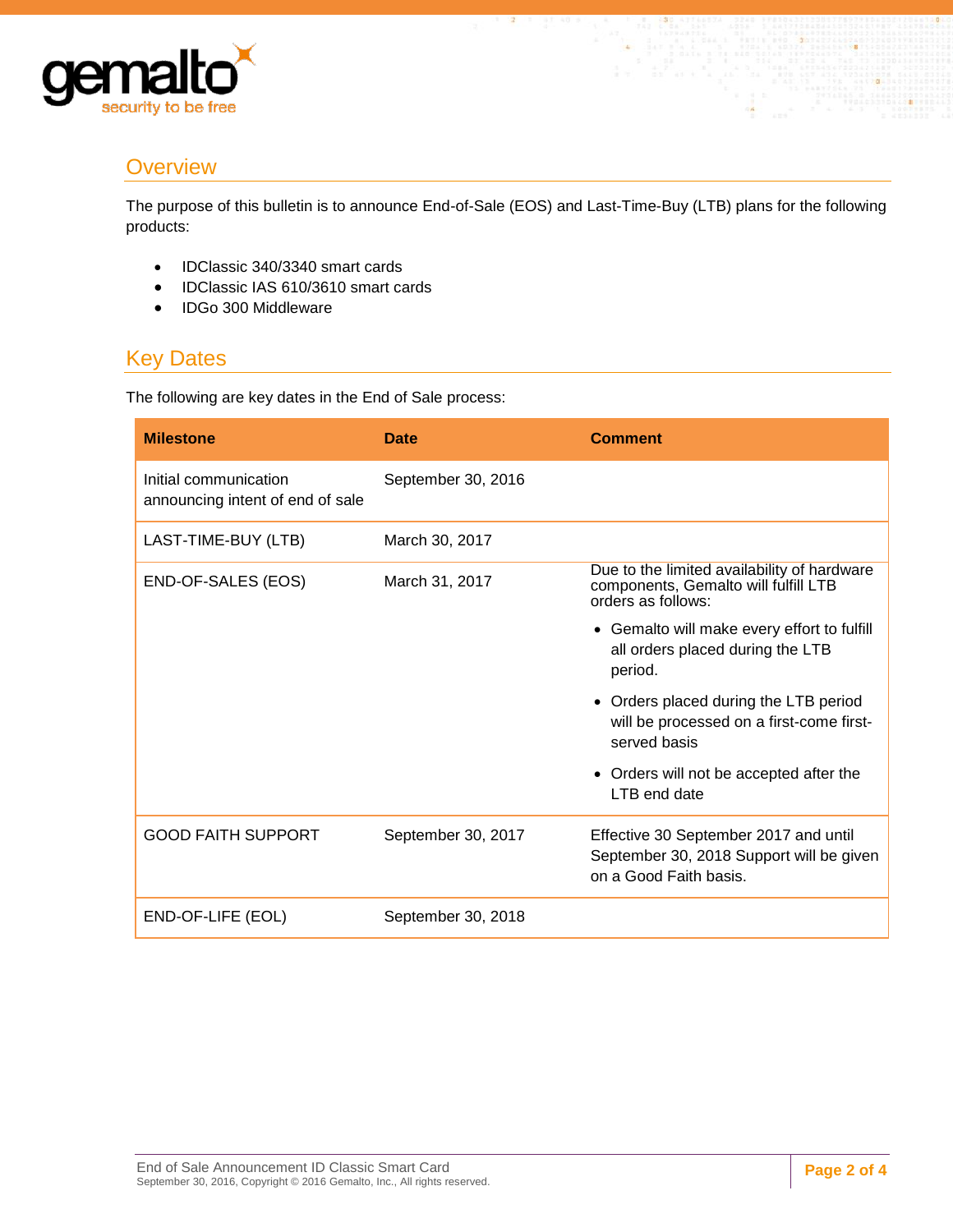## Overview

The purpose of this bulletin is to announce End-of-Sale (EOS) and Last-Time-Buy (LTB) plans for the following products:

- IDClassic 340/3340 smart cards
- IDClassic IAS 610/3610 smart cards
- IDGo 300 Middleware

## Key Dates

The following are key dates in the End of Sale process:

| Milestone | Date | Comment |
| --- | --- | --- |
| Initial communication announcing intent of end of sale | September 30, 2016 | |
| LAST-TIME-BUY (LTB) | March 30, 2017 | |
| END-OF-SALES (EOS) | March 31, 2017 | Due to the limited availability of hardware components, Gemalto will fulfill LTB orders as follows:<br>• Gemalto will make every effort to fulfill all orders placed during the LTB period.<br>• Orders placed during the LTB period will be processed on a first-come first-served basis<br>• Orders will not be accepted after the LTB end date |
| GOOD FAITH SUPPORT | September 30, 2017 | Effective 30 September 2017 and until September 30, 2018 Support will be given on a Good Faith basis. |
| END-OF-LIFE (EOL) | September 30, 2018 | |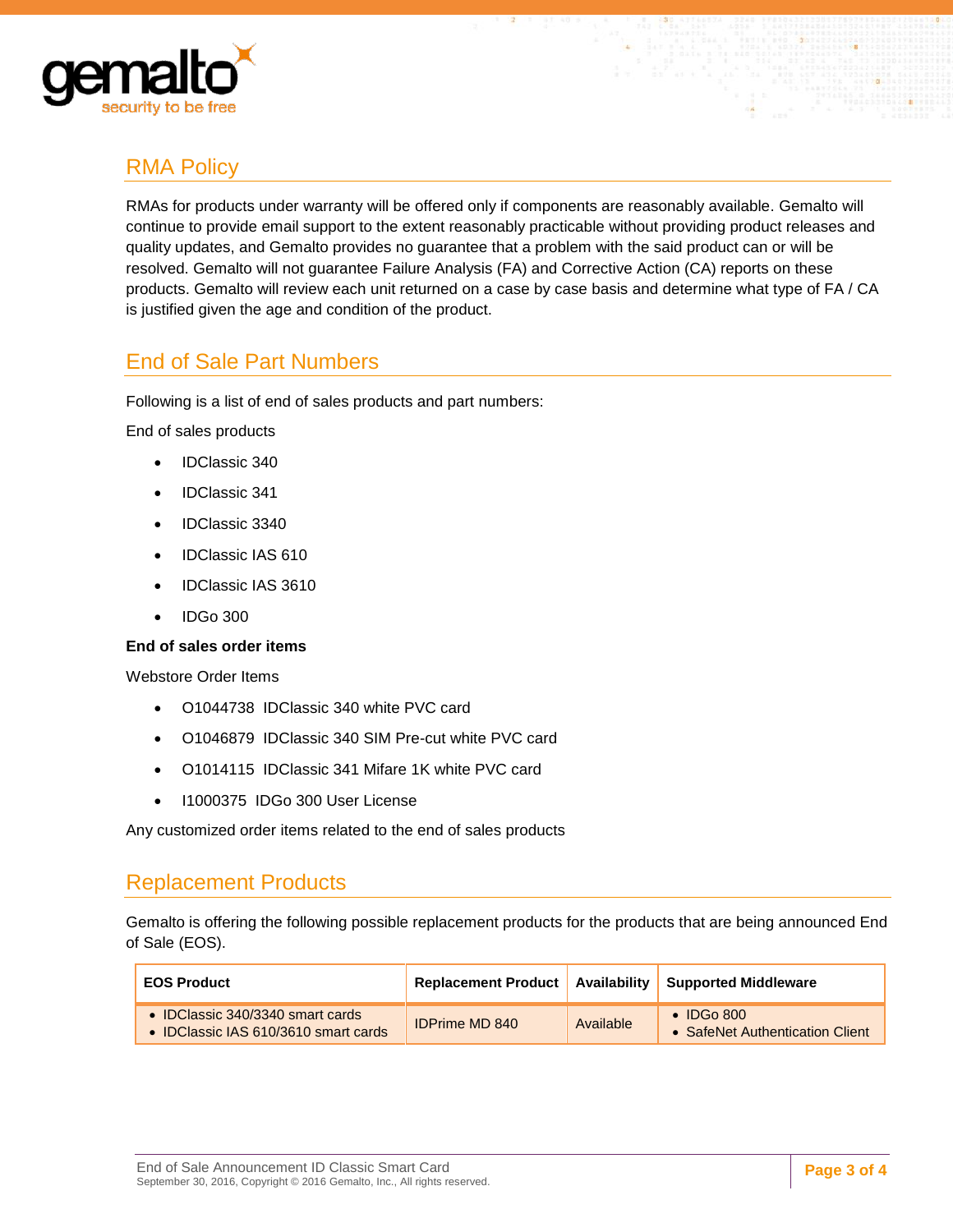## RMA Policy

RMAs for products under warranty will be offered only if components are reasonably available. Gemalto will continue to provide email support to the extent reasonably practicable without providing product releases and quality updates, and Gemalto provides no guarantee that a problem with the said product can or will be resolved. Gemalto will not guarantee Failure Analysis (FA) and Corrective Action (CA) reports on these products. Gemalto will review each unit returned on a case by case basis and determine what type of FA / CA is justified given the age and condition of the product.

## End of Sale Part Numbers

Following is a list of end of sales products and part numbers:

End of sales products

- IDClassic 340
- IDClassic 341
- IDClassic 3340
- IDClassic IAS 610
- IDClassic IAS 3610
- IDGo 300

**End of sales order items**

Webstore Order Items

- O1044738 IDClassic 340 white PVC card
- O1046879 IDClassic 340 SIM Pre-cut white PVC card
- O1014115 IDClassic 341 Mifare 1K white PVC card
- I1000375 IDGo 300 User License

Any customized order items related to the end of sales products

## Replacement Products

Gemalto is offering the following possible replacement products for the products that are being announced End of Sale (EOS).

| EOS Product | Replacement Product | Availability | Supported Middleware |
|---|---|---|---|
| • IDClassic 340/3340 smart cards<br>• IDClassic IAS 610/3610 smart cards | IDPrime MD 840 | Available | • IDGo 800<br>• SafeNet Authentication Client |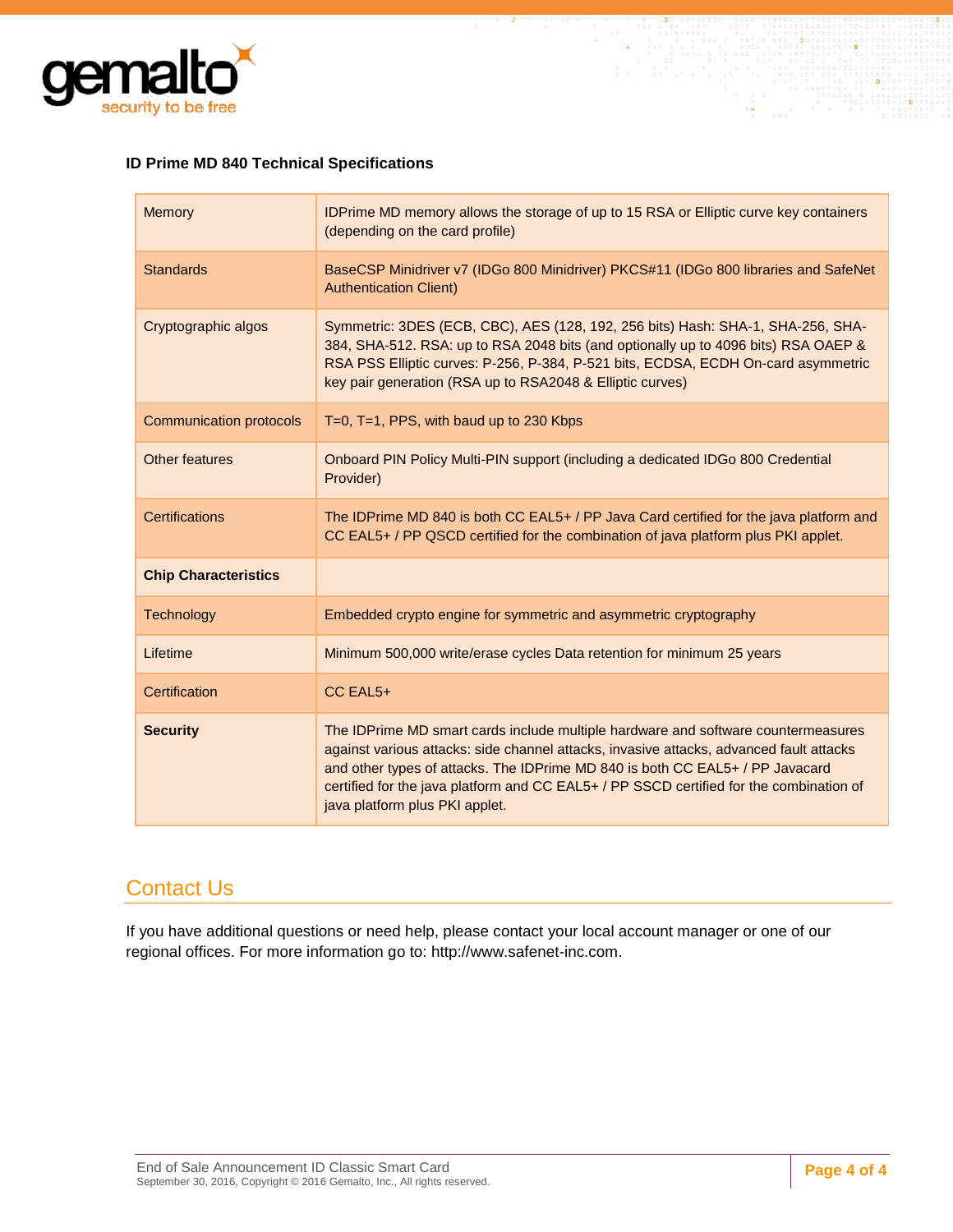### ID Prime MD 840 Technical Specifications

| | |
|---|---|
| Memory | IDPrime MD memory allows the storage of up to 15 RSA or Elliptic curve key containers (depending on the card profile) |
| Standards | BaseCSP Minidriver v7 (IDGo 800 Minidriver) PKCS#11 (IDGo 800 libraries and SafeNet Authentication Client) |
| Cryptographic algos | Symmetric: 3DES (ECB, CBC), AES (128, 192, 256 bits) Hash: SHA-1, SHA-256, SHA-384, SHA-512. RSA: up to RSA 2048 bits (and optionally up to 4096 bits) RSA OAEP & RSA PSS Elliptic curves: P-256, P-384, P-521 bits, ECDSA, ECDH On-card asymmetric key pair generation (RSA up to RSA2048 & Elliptic curves) |
| Communication protocols | T=0, T=1, PPS, with baud up to 230 Kbps |
| Other features | Onboard PIN Policy Multi-PIN support (including a dedicated IDGo 800 Credential Provider) |
| Certifications | The IDPrime MD 840 is both CC EAL5+ / PP Java Card certified for the java platform and CC EAL5+ / PP QSCD certified for the combination of java platform plus PKI applet. |
| **Chip Characteristics** | |
| Technology | Embedded crypto engine for symmetric and asymmetric cryptography |
| Lifetime | Minimum 500,000 write/erase cycles Data retention for minimum 25 years |
| Certification | CC EAL5+ |
| **Security** | The IDPrime MD smart cards include multiple hardware and software countermeasures against various attacks: side channel attacks, invasive attacks, advanced fault attacks and other types of attacks. The IDPrime MD 840 is both CC EAL5+ / PP Javacard certified for the java platform and CC EAL5+ / PP SSCD certified for the combination of java platform plus PKI applet. |

## Contact Us

If you have additional questions or need help, please contact your local account manager or one of our regional offices. For more information go to: http://www.safenet-inc.com.